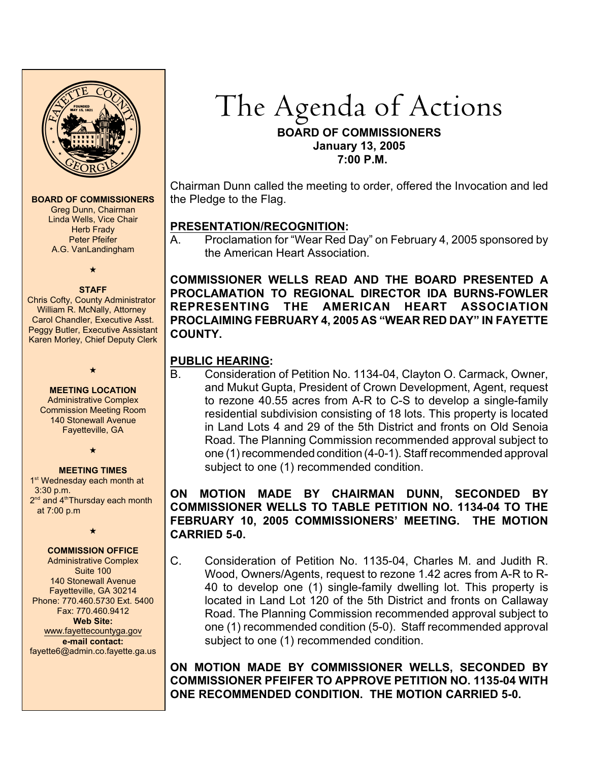# The Agenda of Actions

**BOARD OF COMMISSIONERS**
**January 13, 2005**
**7:00 P.M.**

**BOARD OF COMMISSIONERS**
Greg Dunn, Chairman
Linda Wells, Vice Chair
Herb Frady
Peter Pfeifer
A.G. VanLandingham

**STAFF**
Chris Cofty, County Administrator
William R. McNally, Attorney
Carol Chandler, Executive Asst.
Peggy Butler, Executive Assistant
Karen Morley, Chief Deputy Clerk

**MEETING LOCATION**
Administrative Complex
Commission Meeting Room
140 Stonewall Avenue
Fayetteville, GA

**MEETING TIMES**
1st Wednesday each month at 3:30 p.m.
2nd and 4th Thursday each month at 7:00 p.m

**COMMISSION OFFICE**
Administrative Complex
Suite 100
140 Stonewall Avenue
Fayetteville, GA 30214
Phone: 770.460.5730 Ext. 5400
Fax: 770.460.9412
**Web Site:**
www.fayettecountyga.gov
**e-mail contact:**
fayette6@admin.co.fayette.ga.us

Chairman Dunn called the meeting to order, offered the Invocation and led the Pledge to the Flag.

## PRESENTATION/RECOGNITION:

A. Proclamation for "Wear Red Day" on February 4, 2005 sponsored by the American Heart Association.

**COMMISSIONER WELLS READ AND THE BOARD PRESENTED A PROCLAMATION TO REGIONAL DIRECTOR IDA BURNS-FOWLER REPRESENTING THE AMERICAN HEART ASSOCIATION PROCLAIMING FEBRUARY 4, 2005 AS "WEAR RED DAY" IN FAYETTE COUNTY.**

## PUBLIC HEARING:

B. Consideration of Petition No. 1134-04, Clayton O. Carmack, Owner, and Mukut Gupta, President of Crown Development, Agent, request to rezone 40.55 acres from A-R to C-S to develop a single-family residential subdivision consisting of 18 lots. This property is located in Land Lots 4 and 29 of the 5th District and fronts on Old Senoia Road. The Planning Commission recommended approval subject to one (1) recommended condition (4-0-1). Staff recommended approval subject to one (1) recommended condition.

**ON MOTION MADE BY CHAIRMAN DUNN, SECONDED BY COMMISSIONER WELLS TO TABLE PETITION NO. 1134-04 TO THE FEBRUARY 10, 2005 COMMISSIONERS' MEETING. THE MOTION CARRIED 5-0.**

C. Consideration of Petition No. 1135-04, Charles M. and Judith R. Wood, Owners/Agents, request to rezone 1.42 acres from A-R to R-40 to develop one (1) single-family dwelling lot. This property is located in Land Lot 120 of the 5th District and fronts on Callaway Road. The Planning Commission recommended approval subject to one (1) recommended condition (5-0). Staff recommended approval subject to one (1) recommended condition.

**ON MOTION MADE BY COMMISSIONER WELLS, SECONDED BY COMMISSIONER PFEIFER TO APPROVE PETITION NO. 1135-04 WITH ONE RECOMMENDED CONDITION. THE MOTION CARRIED 5-0.**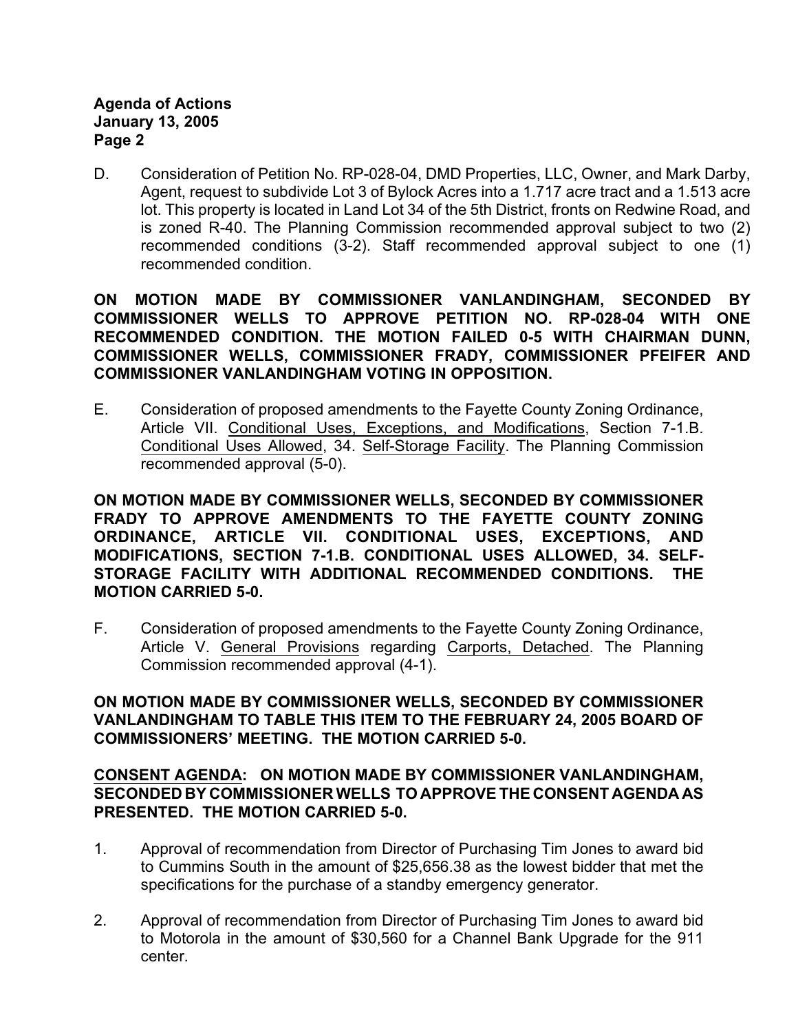D. Consideration of Petition No. RP-028-04, DMD Properties, LLC, Owner, and Mark Darby, Agent, request to subdivide Lot 3 of Bylock Acres into a 1.717 acre tract and a 1.513 acre lot. This property is located in Land Lot 34 of the 5th District, fronts on Redwine Road, and is zoned R-40. The Planning Commission recommended approval subject to two (2) recommended conditions (3-2). Staff recommended approval subject to one (1) recommended condition.

**ON MOTION MADE BY COMMISSIONER VANLANDINGHAM, SECONDED BY COMMISSIONER WELLS TO APPROVE PETITION NO. RP-028-04 WITH ONE RECOMMENDED CONDITION. THE MOTION FAILED 0-5 WITH CHAIRMAN DUNN, COMMISSIONER WELLS, COMMISSIONER FRADY, COMMISSIONER PFEIFER AND COMMISSIONER VANLANDINGHAM VOTING IN OPPOSITION.**

E. Consideration of proposed amendments to the Fayette County Zoning Ordinance, Article VII. Conditional Uses, Exceptions, and Modifications, Section 7-1.B. Conditional Uses Allowed, 34. Self-Storage Facility. The Planning Commission recommended approval (5-0).

**ON MOTION MADE BY COMMISSIONER WELLS, SECONDED BY COMMISSIONER FRADY TO APPROVE AMENDMENTS TO THE FAYETTE COUNTY ZONING ORDINANCE, ARTICLE VII. CONDITIONAL USES, EXCEPTIONS, AND MODIFICATIONS, SECTION 7-1.B. CONDITIONAL USES ALLOWED, 34. SELF-STORAGE FACILITY WITH ADDITIONAL RECOMMENDED CONDITIONS. THE MOTION CARRIED 5-0.**

F. Consideration of proposed amendments to the Fayette County Zoning Ordinance, Article V. General Provisions regarding Carports, Detached. The Planning Commission recommended approval (4-1).

**ON MOTION MADE BY COMMISSIONER WELLS, SECONDED BY COMMISSIONER VANLANDINGHAM TO TABLE THIS ITEM TO THE FEBRUARY 24, 2005 BOARD OF COMMISSIONERS' MEETING. THE MOTION CARRIED 5-0.**

**CONSENT AGENDA: ON MOTION MADE BY COMMISSIONER VANLANDINGHAM, SECONDED BY COMMISSIONER WELLS TO APPROVE THE CONSENT AGENDA AS PRESENTED. THE MOTION CARRIED 5-0.**

1. Approval of recommendation from Director of Purchasing Tim Jones to award bid to Cummins South in the amount of $25,656.38 as the lowest bidder that met the specifications for the purchase of a standby emergency generator.

2. Approval of recommendation from Director of Purchasing Tim Jones to award bid to Motorola in the amount of $30,560 for a Channel Bank Upgrade for the 911 center.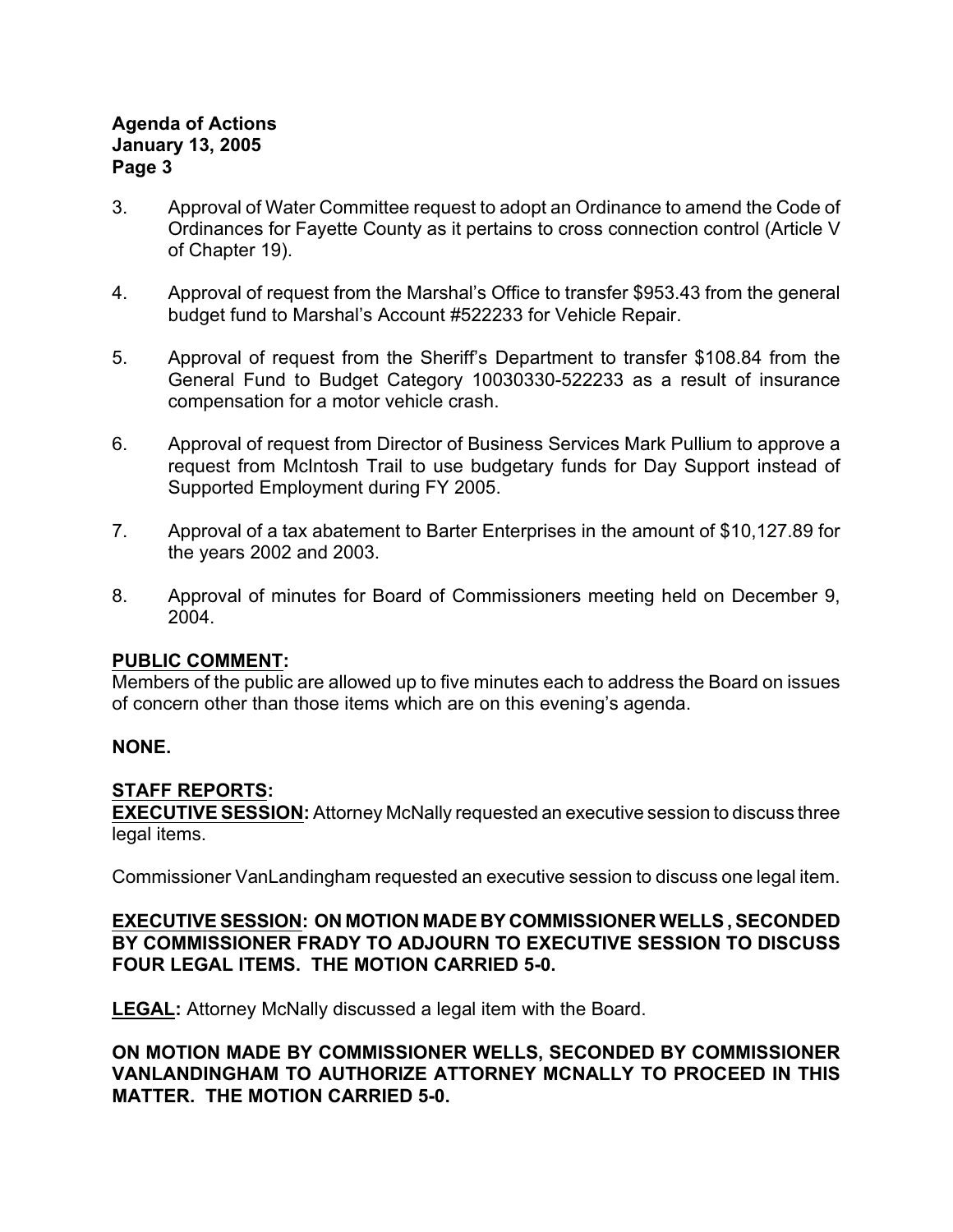3. Approval of Water Committee request to adopt an Ordinance to amend the Code of Ordinances for Fayette County as it pertains to cross connection control (Article V of Chapter 19).

4. Approval of request from the Marshal's Office to transfer $953.43 from the general budget fund to Marshal's Account #522233 for Vehicle Repair.

5. Approval of request from the Sheriff's Department to transfer $108.84 from the General Fund to Budget Category 10030330-522233 as a result of insurance compensation for a motor vehicle crash.

6. Approval of request from Director of Business Services Mark Pullium to approve a request from McIntosh Trail to use budgetary funds for Day Support instead of Supported Employment during FY 2005.

7. Approval of a tax abatement to Barter Enterprises in the amount of $10,127.89 for the years 2002 and 2003.

8. Approval of minutes for Board of Commissioners meeting held on December 9, 2004.

**PUBLIC COMMENT:**
Members of the public are allowed up to five minutes each to address the Board on issues of concern other than those items which are on this evening's agenda.

**NONE.**

**STAFF REPORTS:**
**EXECUTIVE SESSION:** Attorney McNally requested an executive session to discuss three legal items.

Commissioner VanLandingham requested an executive session to discuss one legal item.

**EXECUTIVE SESSION: ON MOTION MADE BY COMMISSIONER WELLS, SECONDED BY COMMISSIONER FRADY TO ADJOURN TO EXECUTIVE SESSION TO DISCUSS FOUR LEGAL ITEMS. THE MOTION CARRIED 5-0.**

**LEGAL:** Attorney McNally discussed a legal item with the Board.

**ON MOTION MADE BY COMMISSIONER WELLS, SECONDED BY COMMISSIONER VANLANDINGHAM TO AUTHORIZE ATTORNEY MCNALLY TO PROCEED IN THIS MATTER. THE MOTION CARRIED 5-0.**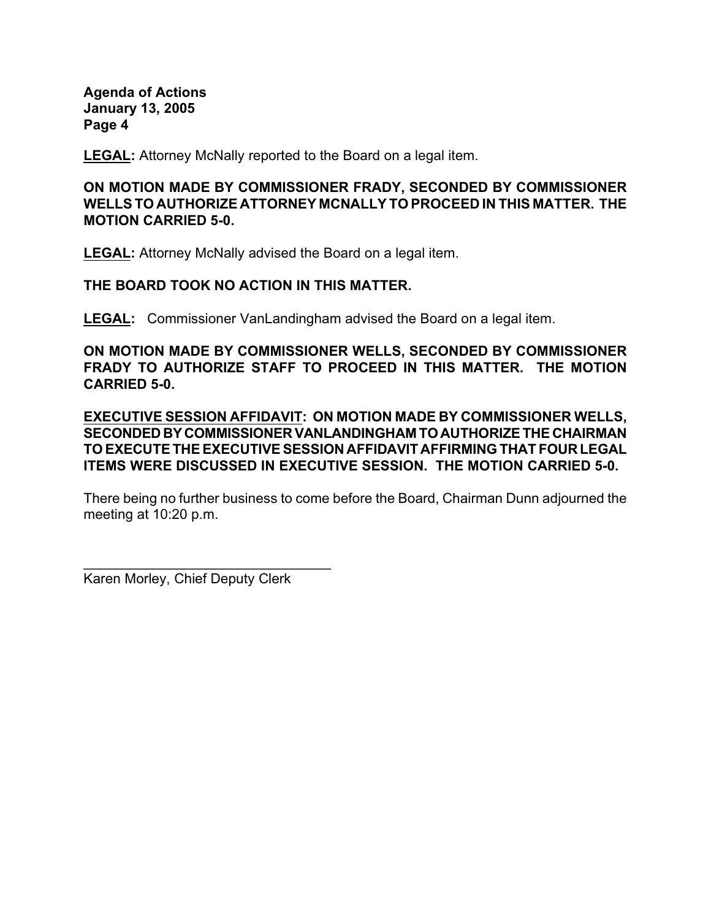**LEGAL:** Attorney McNally reported to the Board on a legal item.

**ON MOTION MADE BY COMMISSIONER FRADY, SECONDED BY COMMISSIONER WELLS TO AUTHORIZE ATTORNEY MCNALLY TO PROCEED IN THIS MATTER. THE MOTION CARRIED 5-0.**

**LEGAL:** Attorney McNally advised the Board on a legal item.

**THE BOARD TOOK NO ACTION IN THIS MATTER.**

**LEGAL:** Commissioner VanLandingham advised the Board on a legal item.

**ON MOTION MADE BY COMMISSIONER WELLS, SECONDED BY COMMISSIONER FRADY TO AUTHORIZE STAFF TO PROCEED IN THIS MATTER. THE MOTION CARRIED 5-0.**

**EXECUTIVE SESSION AFFIDAVIT: ON MOTION MADE BY COMMISSIONER WELLS, SECONDED BY COMMISSIONER VANLANDINGHAM TO AUTHORIZE THE CHAIRMAN TO EXECUTE THE EXECUTIVE SESSION AFFIDAVIT AFFIRMING THAT FOUR LEGAL ITEMS WERE DISCUSSED IN EXECUTIVE SESSION. THE MOTION CARRIED 5-0.**

There being no further business to come before the Board, Chairman Dunn adjourned the meeting at 10:20 p.m.

\_\_\_\_\_\_\_\_\_\_\_\_\_\_\_\_\_\_\_\_\_\_\_\_\_\_\_\_\_\_\_\_\_

Karen Morley, Chief Deputy Clerk